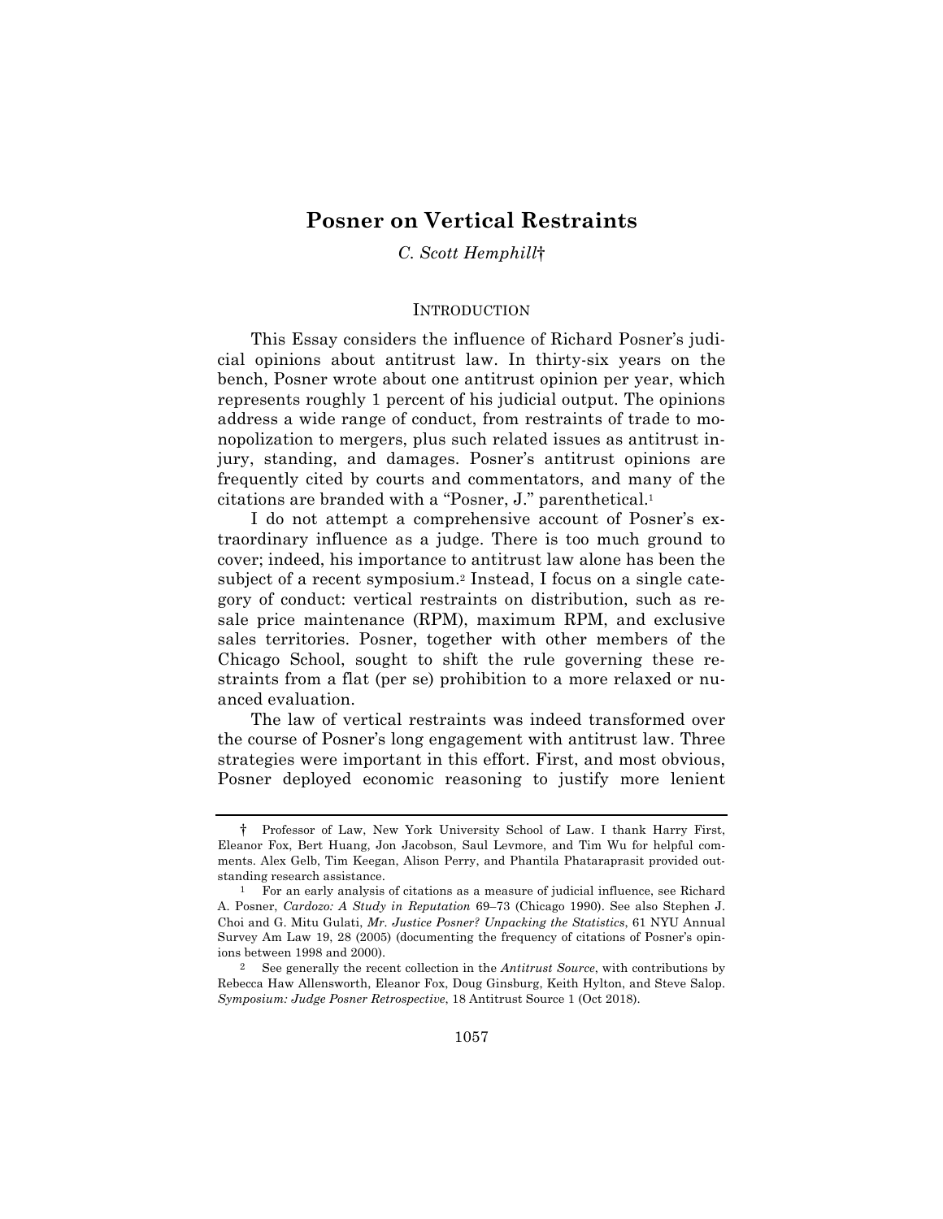# Posner on Vertical Restraints

*C. Scott Hemphill*†

## INTRODUCTION

This Essay considers the influence of Richard Posner's judicial opinions about antitrust law. In thirty-six years on the bench, Posner wrote about one antitrust opinion per year, which represents roughly 1 percent of his judicial output. The opinions address a wide range of conduct, from restraints of trade to monopolization to mergers, plus such related issues as antitrust injury, standing, and damages. Posner's antitrust opinions are frequently cited by courts and commentators, and many of the citations are branded with a "Posner, J." parenthetical.[1]

I do not attempt a comprehensive account of Posner's extraordinary influence as a judge. There is too much ground to cover; indeed, his importance to antitrust law alone has been the subject of a recent symposium.[2] Instead, I focus on a single category of conduct: vertical restraints on distribution, such as resale price maintenance (RPM), maximum RPM, and exclusive sales territories. Posner, together with other members of the Chicago School, sought to shift the rule governing these restraints from a flat (per se) prohibition to a more relaxed or nuanced evaluation.

The law of vertical restraints was indeed transformed over the course of Posner's long engagement with antitrust law. Three strategies were important in this effort. First, and most obvious, Posner deployed economic reasoning to justify more lenient

---

† Professor of Law, New York University School of Law. I thank Harry First, Eleanor Fox, Bert Huang, Jon Jacobson, Saul Levmore, and Tim Wu for helpful comments. Alex Gelb, Tim Keegan, Alison Perry, and Phantila Phataraprasit provided outstanding research assistance.

[1] For an early analysis of citations as a measure of judicial influence, see Richard A. Posner, *Cardozo: A Study in Reputation* 69–73 (Chicago 1990). See also Stephen J. Choi and G. Mitu Gulati, *Mr. Justice Posner? Unpacking the Statistics*, 61 NYU Annual Survey Am Law 19, 28 (2005) (documenting the frequency of citations of Posner's opinions between 1998 and 2000).

[2] See generally the recent collection in the *Antitrust Source*, with contributions by Rebecca Haw Allensworth, Eleanor Fox, Doug Ginsburg, Keith Hylton, and Steve Salop. *Symposium: Judge Posner Retrospective*, 18 Antitrust Source 1 (Oct 2018).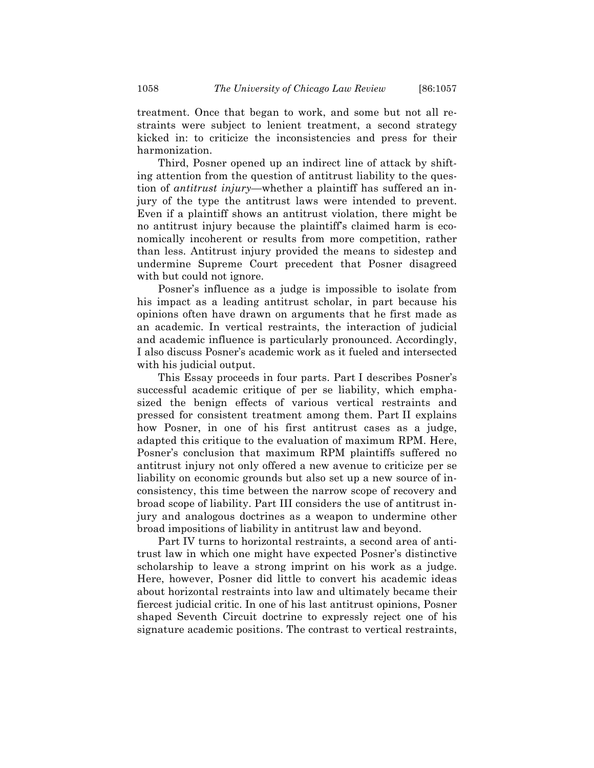treatment. Once that began to work, and some but not all restraints were subject to lenient treatment, a second strategy kicked in: to criticize the inconsistencies and press for their harmonization.

Third, Posner opened up an indirect line of attack by shifting attention from the question of antitrust liability to the question of *antitrust injury*—whether a plaintiff has suffered an injury of the type the antitrust laws were intended to prevent. Even if a plaintiff shows an antitrust violation, there might be no antitrust injury because the plaintiff's claimed harm is economically incoherent or results from more competition, rather than less. Antitrust injury provided the means to sidestep and undermine Supreme Court precedent that Posner disagreed with but could not ignore.

Posner's influence as a judge is impossible to isolate from his impact as a leading antitrust scholar, in part because his opinions often have drawn on arguments that he first made as an academic. In vertical restraints, the interaction of judicial and academic influence is particularly pronounced. Accordingly, I also discuss Posner's academic work as it fueled and intersected with his judicial output.

This Essay proceeds in four parts. Part I describes Posner's successful academic critique of per se liability, which emphasized the benign effects of various vertical restraints and pressed for consistent treatment among them. Part II explains how Posner, in one of his first antitrust cases as a judge, adapted this critique to the evaluation of maximum RPM. Here, Posner's conclusion that maximum RPM plaintiffs suffered no antitrust injury not only offered a new avenue to criticize per se liability on economic grounds but also set up a new source of inconsistency, this time between the narrow scope of recovery and broad scope of liability. Part III considers the use of antitrust injury and analogous doctrines as a weapon to undermine other broad impositions of liability in antitrust law and beyond.

Part IV turns to horizontal restraints, a second area of antitrust law in which one might have expected Posner's distinctive scholarship to leave a strong imprint on his work as a judge. Here, however, Posner did little to convert his academic ideas about horizontal restraints into law and ultimately became their fiercest judicial critic. In one of his last antitrust opinions, Posner shaped Seventh Circuit doctrine to expressly reject one of his signature academic positions. The contrast to vertical restraints,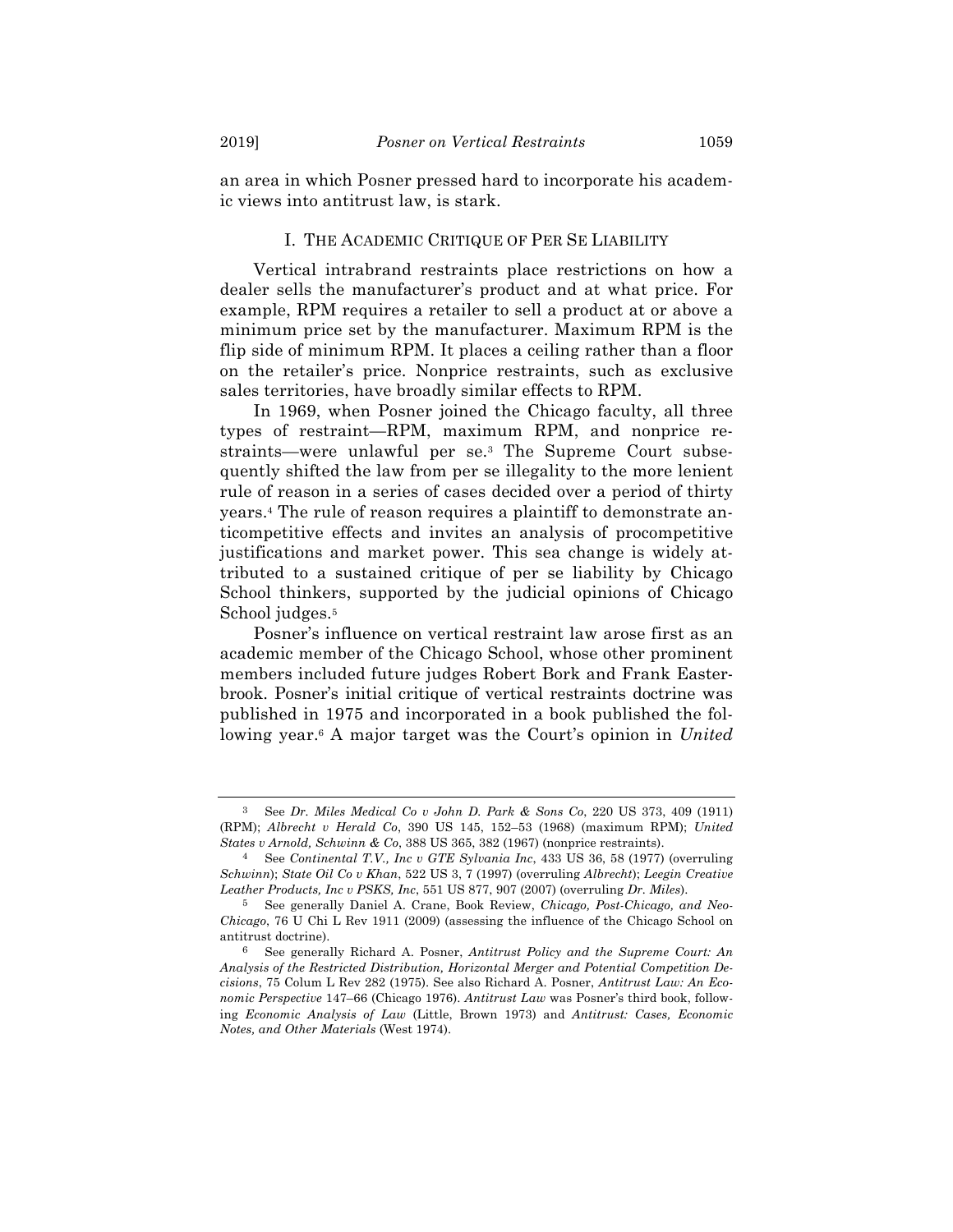an area in which Posner pressed hard to incorporate his academic views into antitrust law, is stark.

## I. THE ACADEMIC CRITIQUE OF PER SE LIABILITY

Vertical intrabrand restraints place restrictions on how a dealer sells the manufacturer's product and at what price. For example, RPM requires a retailer to sell a product at or above a minimum price set by the manufacturer. Maximum RPM is the flip side of minimum RPM. It places a ceiling rather than a floor on the retailer's price. Nonprice restraints, such as exclusive sales territories, have broadly similar effects to RPM.

In 1969, when Posner joined the Chicago faculty, all three types of restraint—RPM, maximum RPM, and nonprice restraints—were unlawful per se.[3] The Supreme Court subsequently shifted the law from per se illegality to the more lenient rule of reason in a series of cases decided over a period of thirty years.[4] The rule of reason requires a plaintiff to demonstrate anticompetitive effects and invites an analysis of procompetitive justifications and market power. This sea change is widely attributed to a sustained critique of per se liability by Chicago School thinkers, supported by the judicial opinions of Chicago School judges.[5]

Posner's influence on vertical restraint law arose first as an academic member of the Chicago School, whose other prominent members included future judges Robert Bork and Frank Easterbrook. Posner's initial critique of vertical restraints doctrine was published in 1975 and incorporated in a book published the following year.[6] A major target was the Court's opinion in *United*

---

[3] See *Dr. Miles Medical Co v John D. Park & Sons Co*, 220 US 373, 409 (1911) (RPM); *Albrecht v Herald Co*, 390 US 145, 152–53 (1968) (maximum RPM); *United States v Arnold, Schwinn & Co*, 388 US 365, 382 (1967) (nonprice restraints).

[4] See *Continental T.V., Inc v GTE Sylvania Inc*, 433 US 36, 58 (1977) (overruling *Schwinn*); *State Oil Co v Khan*, 522 US 3, 7 (1997) (overruling *Albrecht*); *Leegin Creative Leather Products, Inc v PSKS, Inc*, 551 US 877, 907 (2007) (overruling *Dr. Miles*).

[5] See generally Daniel A. Crane, Book Review, *Chicago, Post-Chicago, and Neo-Chicago*, 76 U Chi L Rev 1911 (2009) (assessing the influence of the Chicago School on antitrust doctrine).

[6] See generally Richard A. Posner, *Antitrust Policy and the Supreme Court: An Analysis of the Restricted Distribution, Horizontal Merger and Potential Competition Decisions*, 75 Colum L Rev 282 (1975). See also Richard A. Posner, *Antitrust Law: An Economic Perspective* 147–66 (Chicago 1976). *Antitrust Law* was Posner's third book, following *Economic Analysis of Law* (Little, Brown 1973) and *Antitrust: Cases, Economic Notes, and Other Materials* (West 1974).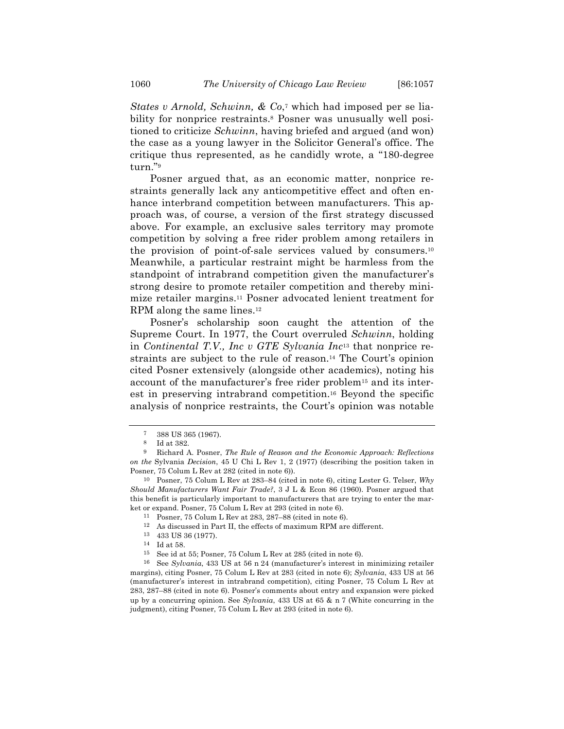*States v Arnold, Schwinn, & Co*,[7] which had imposed per se liability for nonprice restraints.[8] Posner was unusually well positioned to criticize *Schwinn*, having briefed and argued (and won) the case as a young lawyer in the Solicitor General's office. The critique thus represented, as he candidly wrote, a "180-degree turn."[9]

Posner argued that, as an economic matter, nonprice restraints generally lack any anticompetitive effect and often enhance interbrand competition between manufacturers. This approach was, of course, a version of the first strategy discussed above. For example, an exclusive sales territory may promote competition by solving a free rider problem among retailers in the provision of point-of-sale services valued by consumers.[10] Meanwhile, a particular restraint might be harmless from the standpoint of intrabrand competition given the manufacturer's strong desire to promote retailer competition and thereby minimize retailer margins.[11] Posner advocated lenient treatment for RPM along the same lines.[12]

Posner's scholarship soon caught the attention of the Supreme Court. In 1977, the Court overruled *Schwinn*, holding in *Continental T.V., Inc v GTE Sylvania Inc*[13] that nonprice restraints are subject to the rule of reason.[14] The Court's opinion cited Posner extensively (alongside other academics), noting his account of the manufacturer's free rider problem[15] and its interest in preserving intrabrand competition.[16] Beyond the specific analysis of nonprice restraints, the Court's opinion was notable

---

[7] 388 US 365 (1967).

[8] Id at 382.

[9] Richard A. Posner, *The Rule of Reason and the Economic Approach: Reflections on the* Sylvania *Decision*, 45 U Chi L Rev 1, 2 (1977) (describing the position taken in Posner, 75 Colum L Rev at 282 (cited in note 6)).

[10] Posner, 75 Colum L Rev at 283–84 (cited in note 6), citing Lester G. Telser, *Why Should Manufacturers Want Fair Trade?*, 3 J L & Econ 86 (1960). Posner argued that this benefit is particularly important to manufacturers that are trying to enter the market or expand. Posner, 75 Colum L Rev at 293 (cited in note 6).

[11] Posner, 75 Colum L Rev at 283, 287–88 (cited in note 6).

[12] As discussed in Part II, the effects of maximum RPM are different.

[13] 433 US 36 (1977).

[14] Id at 58.

[15] See id at 55; Posner, 75 Colum L Rev at 285 (cited in note 6).

[16] See *Sylvania*, 433 US at 56 n 24 (manufacturer's interest in minimizing retailer margins), citing Posner, 75 Colum L Rev at 283 (cited in note 6); *Sylvania*, 433 US at 56 (manufacturer's interest in intrabrand competition), citing Posner, 75 Colum L Rev at 283, 287–88 (cited in note 6). Posner's comments about entry and expansion were picked up by a concurring opinion. See *Sylvania*, 433 US at 65 & n 7 (White concurring in the judgment), citing Posner, 75 Colum L Rev at 293 (cited in note 6).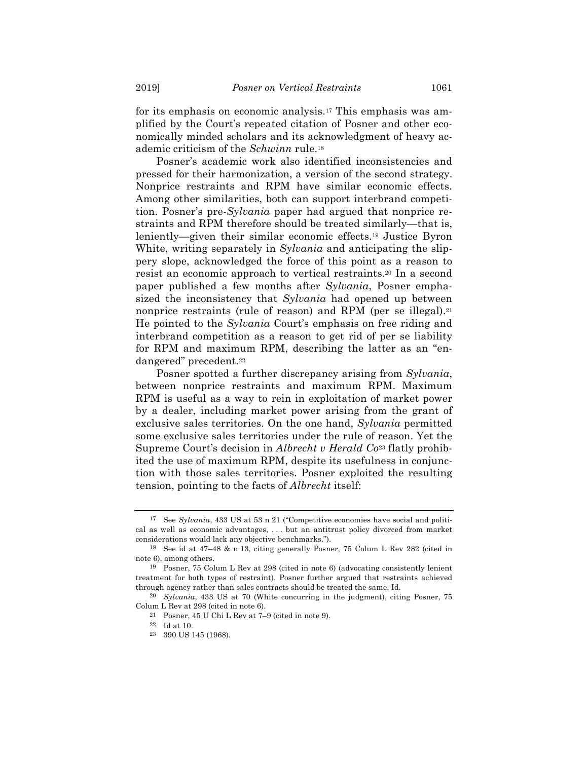for its emphasis on economic analysis.[17] This emphasis was amplified by the Court's repeated citation of Posner and other economically minded scholars and its acknowledgment of heavy academic criticism of the *Schwinn* rule.[18]

Posner's academic work also identified inconsistencies and pressed for their harmonization, a version of the second strategy. Nonprice restraints and RPM have similar economic effects. Among other similarities, both can support interbrand competition. Posner's pre-*Sylvania* paper had argued that nonprice restraints and RPM therefore should be treated similarly—that is, leniently—given their similar economic effects.[19] Justice Byron White, writing separately in *Sylvania* and anticipating the slippery slope, acknowledged the force of this point as a reason to resist an economic approach to vertical restraints.[20] In a second paper published a few months after *Sylvania*, Posner emphasized the inconsistency that *Sylvania* had opened up between nonprice restraints (rule of reason) and RPM (per se illegal).[21] He pointed to the *Sylvania* Court's emphasis on free riding and interbrand competition as a reason to get rid of per se liability for RPM and maximum RPM, describing the latter as an "endangered" precedent.[22]

Posner spotted a further discrepancy arising from *Sylvania*, between nonprice restraints and maximum RPM. Maximum RPM is useful as a way to rein in exploitation of market power by a dealer, including market power arising from the grant of exclusive sales territories. On the one hand, *Sylvania* permitted some exclusive sales territories under the rule of reason. Yet the Supreme Court's decision in *Albrecht v Herald Co*[23] flatly prohibited the use of maximum RPM, despite its usefulness in conjunction with those sales territories. Posner exploited the resulting tension, pointing to the facts of *Albrecht* itself:

---

[17] See *Sylvania*, 433 US at 53 n 21 ("Competitive economies have social and political as well as economic advantages, . . . but an antitrust policy divorced from market considerations would lack any objective benchmarks.").

[18] See id at 47–48 & n 13, citing generally Posner, 75 Colum L Rev 282 (cited in note 6), among others.

[19] Posner, 75 Colum L Rev at 298 (cited in note 6) (advocating consistently lenient treatment for both types of restraint). Posner further argued that restraints achieved through agency rather than sales contracts should be treated the same. Id.

[20] *Sylvania*, 433 US at 70 (White concurring in the judgment), citing Posner, 75 Colum L Rev at 298 (cited in note 6).

[21] Posner, 45 U Chi L Rev at 7–9 (cited in note 9).

[22] Id at 10.

[23] 390 US 145 (1968).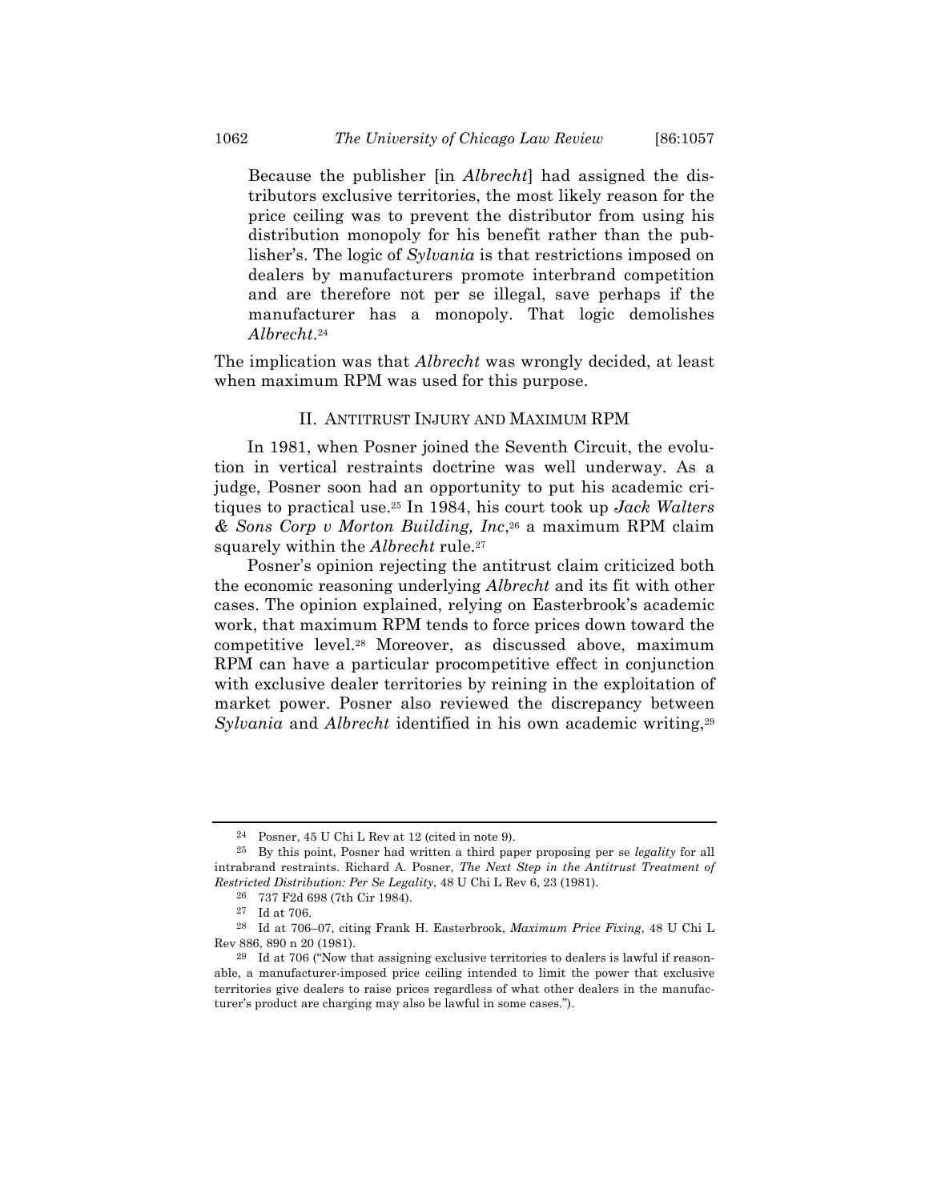> Because the publisher [in *Albrecht*] had assigned the distributors exclusive territories, the most likely reason for the price ceiling was to prevent the distributor from using his distribution monopoly for his benefit rather than the publisher's. The logic of *Sylvania* is that restrictions imposed on dealers by manufacturers promote interbrand competition and are therefore not per se illegal, save perhaps if the manufacturer has a monopoly. That logic demolishes *Albrecht*.[24]

The implication was that *Albrecht* was wrongly decided, at least when maximum RPM was used for this purpose.

## II. Antitrust Injury and Maximum RPM

In 1981, when Posner joined the Seventh Circuit, the evolution in vertical restraints doctrine was well underway. As a judge, Posner soon had an opportunity to put his academic critiques to practical use.[25] In 1984, his court took up *Jack Walters & Sons Corp v Morton Building, Inc*,[26] a maximum RPM claim squarely within the *Albrecht* rule.[27]

Posner's opinion rejecting the antitrust claim criticized both the economic reasoning underlying *Albrecht* and its fit with other cases. The opinion explained, relying on Easterbrook's academic work, that maximum RPM tends to force prices down toward the competitive level.[28] Moreover, as discussed above, maximum RPM can have a particular procompetitive effect in conjunction with exclusive dealer territories by reining in the exploitation of market power. Posner also reviewed the discrepancy between *Sylvania* and *Albrecht* identified in his own academic writing,[29]

---

[24] Posner, 45 U Chi L Rev at 12 (cited in note 9).

[25] By this point, Posner had written a third paper proposing per se *legality* for all intrabrand restraints. Richard A. Posner, *The Next Step in the Antitrust Treatment of Restricted Distribution: Per Se Legality*, 48 U Chi L Rev 6, 23 (1981).

[26] 737 F2d 698 (7th Cir 1984).

[27] Id at 706.

[28] Id at 706–07, citing Frank H. Easterbrook, *Maximum Price Fixing*, 48 U Chi L Rev 886, 890 n 20 (1981).

[29] Id at 706 ("Now that assigning exclusive territories to dealers is lawful if reasonable, a manufacturer-imposed price ceiling intended to limit the power that exclusive territories give dealers to raise prices regardless of what other dealers in the manufacturer's product are charging may also be lawful in some cases.").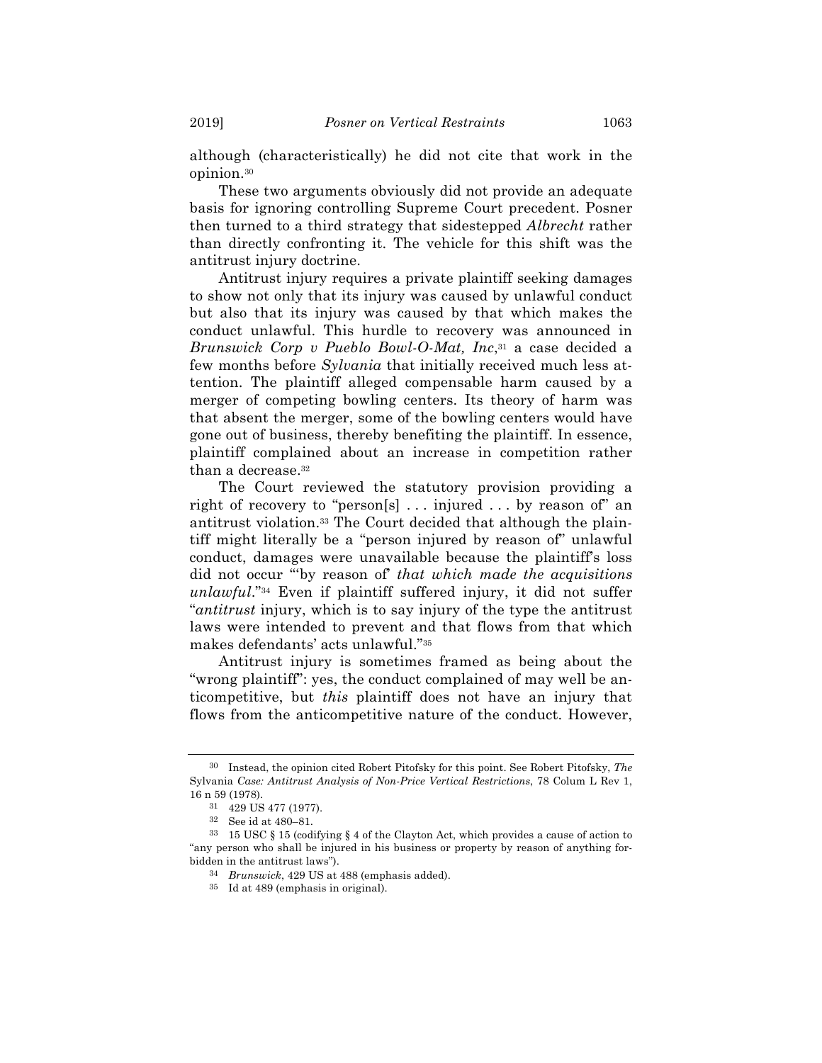although (characteristically) he did not cite that work in the opinion.[30]

These two arguments obviously did not provide an adequate basis for ignoring controlling Supreme Court precedent. Posner then turned to a third strategy that sidestepped *Albrecht* rather than directly confronting it. The vehicle for this shift was the antitrust injury doctrine.

Antitrust injury requires a private plaintiff seeking damages to show not only that its injury was caused by unlawful conduct but also that its injury was caused by that which makes the conduct unlawful. This hurdle to recovery was announced in *Brunswick Corp v Pueblo Bowl-O-Mat, Inc*,[31] a case decided a few months before *Sylvania* that initially received much less attention. The plaintiff alleged compensable harm caused by a merger of competing bowling centers. Its theory of harm was that absent the merger, some of the bowling centers would have gone out of business, thereby benefiting the plaintiff. In essence, plaintiff complained about an increase in competition rather than a decrease.[32]

The Court reviewed the statutory provision providing a right of recovery to "person[s] . . . injured . . . by reason of" an antitrust violation.[33] The Court decided that although the plaintiff might literally be a "person injured by reason of" unlawful conduct, damages were unavailable because the plaintiff's loss did not occur "'by reason of' *that which made the acquisitions unlawful*."[34] Even if plaintiff suffered injury, it did not suffer "*antitrust* injury, which is to say injury of the type the antitrust laws were intended to prevent and that flows from that which makes defendants' acts unlawful."[35]

Antitrust injury is sometimes framed as being about the "wrong plaintiff": yes, the conduct complained of may well be anticompetitive, but *this* plaintiff does not have an injury that flows from the anticompetitive nature of the conduct. However,

---

[30] Instead, the opinion cited Robert Pitofsky for this point. See Robert Pitofsky, *The* Sylvania *Case: Antitrust Analysis of Non-Price Vertical Restrictions*, 78 Colum L Rev 1, 16 n 59 (1978).

[31] 429 US 477 (1977).

[32] See id at 480–81.

[33] 15 USC § 15 (codifying § 4 of the Clayton Act, which provides a cause of action to "any person who shall be injured in his business or property by reason of anything forbidden in the antitrust laws").

[34] *Brunswick*, 429 US at 488 (emphasis added).

[35] Id at 489 (emphasis in original).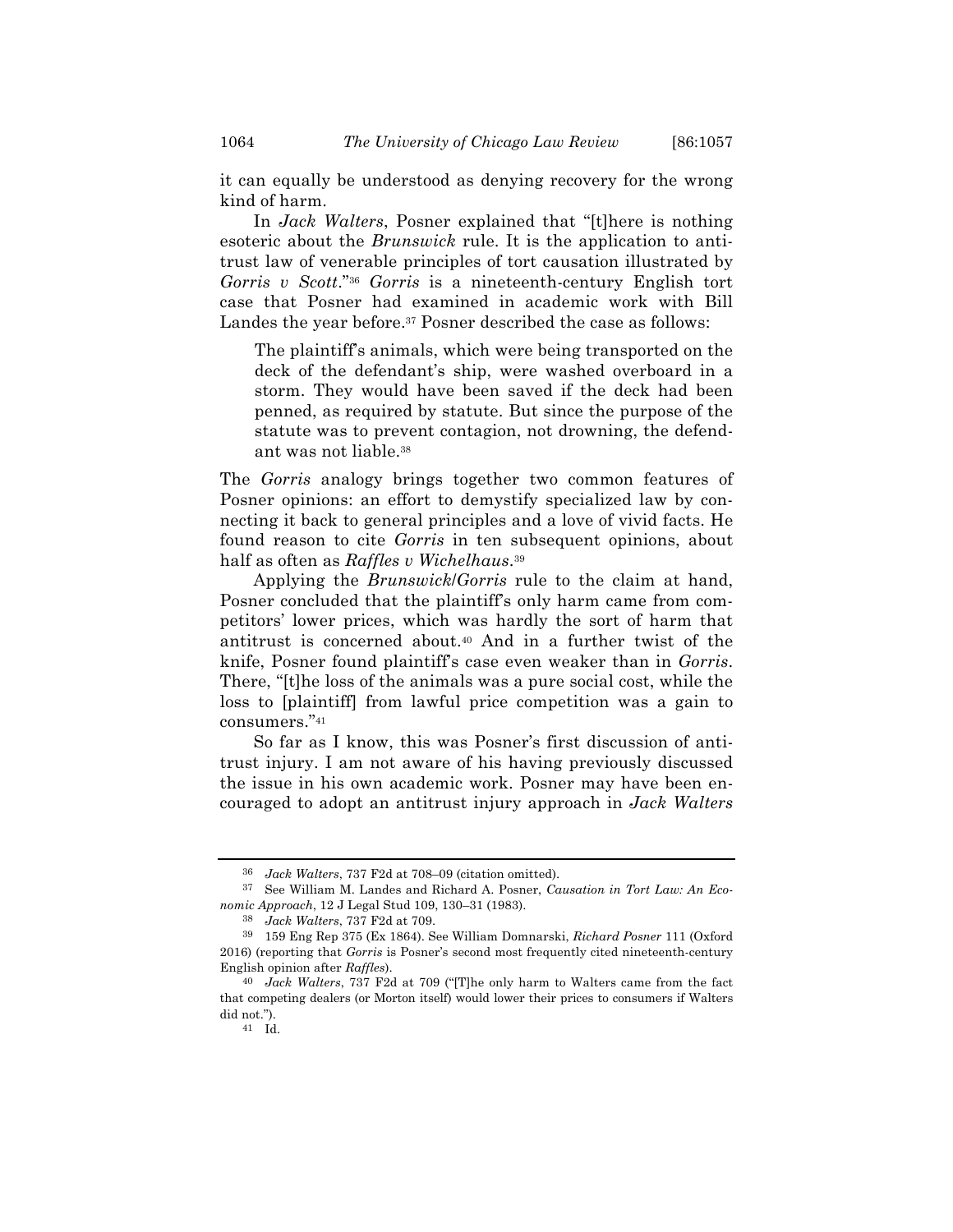it can equally be understood as denying recovery for the wrong kind of harm.

In *Jack Walters*, Posner explained that "[t]here is nothing esoteric about the *Brunswick* rule. It is the application to antitrust law of venerable principles of tort causation illustrated by *Gorris v Scott*."[36] *Gorris* is a nineteenth-century English tort case that Posner had examined in academic work with Bill Landes the year before.[37] Posner described the case as follows:

> The plaintiff's animals, which were being transported on the deck of the defendant's ship, were washed overboard in a storm. They would have been saved if the deck had been penned, as required by statute. But since the purpose of the statute was to prevent contagion, not drowning, the defendant was not liable.[38]

The *Gorris* analogy brings together two common features of Posner opinions: an effort to demystify specialized law by connecting it back to general principles and a love of vivid facts. He found reason to cite *Gorris* in ten subsequent opinions, about half as often as *Raffles v Wichelhaus*.[39]

Applying the *Brunswick*/*Gorris* rule to the claim at hand, Posner concluded that the plaintiff's only harm came from competitors' lower prices, which was hardly the sort of harm that antitrust is concerned about.[40] And in a further twist of the knife, Posner found plaintiff's case even weaker than in *Gorris*. There, "[t]he loss of the animals was a pure social cost, while the loss to [plaintiff] from lawful price competition was a gain to consumers."[41]

So far as I know, this was Posner's first discussion of antitrust injury. I am not aware of his having previously discussed the issue in his own academic work. Posner may have been encouraged to adopt an antitrust injury approach in *Jack Walters*

---

[36] *Jack Walters*, 737 F2d at 708–09 (citation omitted).

[37] See William M. Landes and Richard A. Posner, *Causation in Tort Law: An Economic Approach*, 12 J Legal Stud 109, 130–31 (1983).

[38] *Jack Walters*, 737 F2d at 709.

[39] 159 Eng Rep 375 (Ex 1864). See William Domnarski, *Richard Posner* 111 (Oxford 2016) (reporting that *Gorris* is Posner's second most frequently cited nineteenth-century English opinion after *Raffles*).

[40] *Jack Walters*, 737 F2d at 709 ("[T]he only harm to Walters came from the fact that competing dealers (or Morton itself) would lower their prices to consumers if Walters did not.").

[41] Id.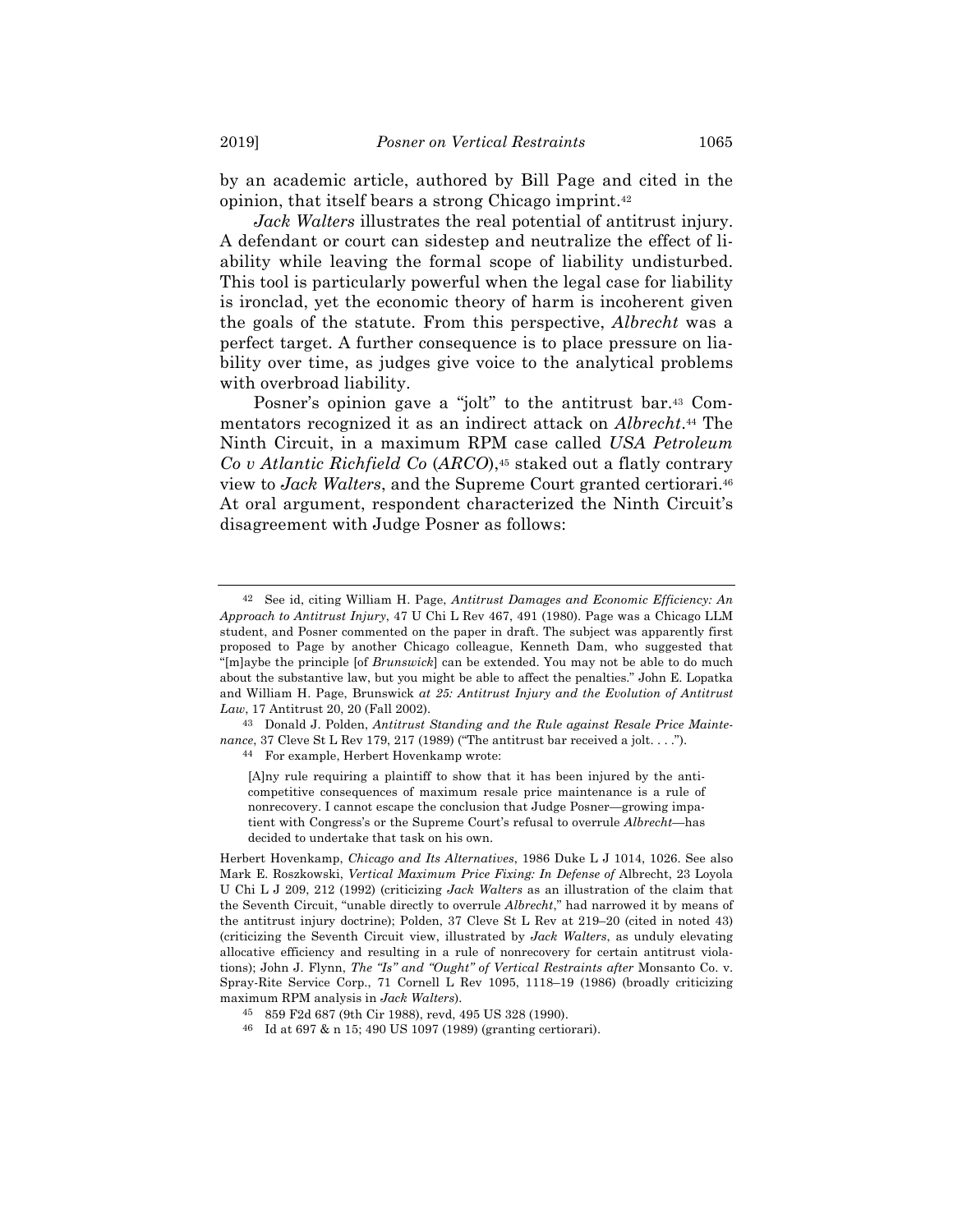by an academic article, authored by Bill Page and cited in the opinion, that itself bears a strong Chicago imprint.[42]

*Jack Walters* illustrates the real potential of antitrust injury. A defendant or court can sidestep and neutralize the effect of liability while leaving the formal scope of liability undisturbed. This tool is particularly powerful when the legal case for liability is ironclad, yet the economic theory of harm is incoherent given the goals of the statute. From this perspective, *Albrecht* was a perfect target. A further consequence is to place pressure on liability over time, as judges give voice to the analytical problems with overbroad liability.

Posner's opinion gave a "jolt" to the antitrust bar.[43] Commentators recognized it as an indirect attack on *Albrecht*.[44] The Ninth Circuit, in a maximum RPM case called *USA Petroleum Co v Atlantic Richfield Co* (*ARCO*),[45] staked out a flatly contrary view to *Jack Walters*, and the Supreme Court granted certiorari.[46] At oral argument, respondent characterized the Ninth Circuit's disagreement with Judge Posner as follows:

---

[42] See id, citing William H. Page, *Antitrust Damages and Economic Efficiency: An Approach to Antitrust Injury*, 47 U Chi L Rev 467, 491 (1980). Page was a Chicago LLM student, and Posner commented on the paper in draft. The subject was apparently first proposed to Page by another Chicago colleague, Kenneth Dam, who suggested that "[m]aybe the principle [of *Brunswick*] can be extended. You may not be able to do much about the substantive law, but you might be able to affect the penalties." John E. Lopatka and William H. Page, *Brunswick at 25: Antitrust Injury and the Evolution of Antitrust Law*, 17 Antitrust 20, 20 (Fall 2002).

[43] Donald J. Polden, *Antitrust Standing and the Rule against Resale Price Maintenance*, 37 Cleve St L Rev 179, 217 (1989) ("The antitrust bar received a jolt. . . .").

[44] For example, Herbert Hovenkamp wrote:

> [A]ny rule requiring a plaintiff to show that it has been injured by the anticompetitive consequences of maximum resale price maintenance is a rule of nonrecovery. I cannot escape the conclusion that Judge Posner—growing impatient with Congress's or the Supreme Court's refusal to overrule *Albrecht*—has decided to undertake that task on his own.

Herbert Hovenkamp, *Chicago and Its Alternatives*, 1986 Duke L J 1014, 1026. See also Mark E. Roszkowski, *Vertical Maximum Price Fixing: In Defense of* Albrecht, 23 Loyola U Chi L J 209, 212 (1992) (criticizing *Jack Walters* as an illustration of the claim that the Seventh Circuit, "unable directly to overrule *Albrecht*," had narrowed it by means of the antitrust injury doctrine); Polden, 37 Cleve St L Rev at 219–20 (cited in noted 43) (criticizing the Seventh Circuit view, illustrated by *Jack Walters*, as unduly elevating allocative efficiency and resulting in a rule of nonrecovery for certain antitrust violations); John J. Flynn, *The "Is" and "Ought" of Vertical Restraints after* Monsanto Co. v. Spray-Rite Service Corp., 71 Cornell L Rev 1095, 1118–19 (1986) (broadly criticizing maximum RPM analysis in *Jack Walters*).

[45] 859 F2d 687 (9th Cir 1988), revd, 495 US 328 (1990).

[46] Id at 697 & n 15; 490 US 1097 (1989) (granting certiorari).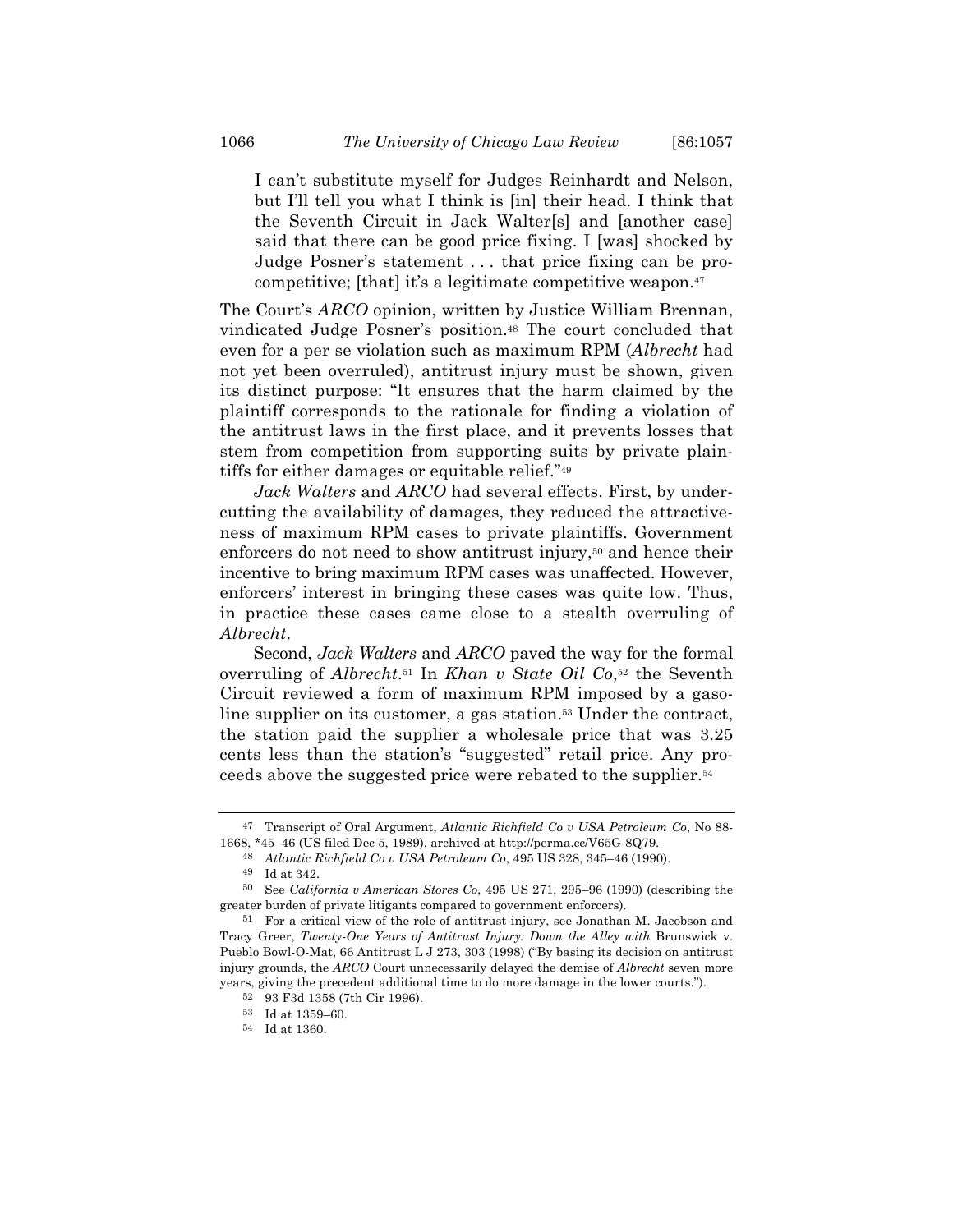> I can't substitute myself for Judges Reinhardt and Nelson, but I'll tell you what I think is [in] their head. I think that the Seventh Circuit in Jack Walter[s] and [another case] said that there can be good price fixing. I [was] shocked by Judge Posner's statement . . . that price fixing can be procompetitive; [that] it's a legitimate competitive weapon.[47]

The Court's *ARCO* opinion, written by Justice William Brennan, vindicated Judge Posner's position.[48] The court concluded that even for a per se violation such as maximum RPM (*Albrecht* had not yet been overruled), antitrust injury must be shown, given its distinct purpose: "It ensures that the harm claimed by the plaintiff corresponds to the rationale for finding a violation of the antitrust laws in the first place, and it prevents losses that stem from competition from supporting suits by private plaintiffs for either damages or equitable relief."[49]

*Jack Walters* and *ARCO* had several effects. First, by undercutting the availability of damages, they reduced the attractiveness of maximum RPM cases to private plaintiffs. Government enforcers do not need to show antitrust injury,[50] and hence their incentive to bring maximum RPM cases was unaffected. However, enforcers' interest in bringing these cases was quite low. Thus, in practice these cases came close to a stealth overruling of *Albrecht*.

Second, *Jack Walters* and *ARCO* paved the way for the formal overruling of *Albrecht*.[51] In *Khan v State Oil Co*,[52] the Seventh Circuit reviewed a form of maximum RPM imposed by a gasoline supplier on its customer, a gas station.[53] Under the contract, the station paid the supplier a wholesale price that was 3.25 cents less than the station's "suggested" retail price. Any proceeds above the suggested price were rebated to the supplier.[54]

---

[47] Transcript of Oral Argument, *Atlantic Richfield Co v USA Petroleum Co*, No 88-1668, *45–46 (US filed Dec 5, 1989), archived at http://perma.cc/V65G-8Q79.

[48] *Atlantic Richfield Co v USA Petroleum Co*, 495 US 328, 345–46 (1990).

[49] Id at 342.

[50] See *California v American Stores Co*, 495 US 271, 295–96 (1990) (describing the greater burden of private litigants compared to government enforcers).

[51] For a critical view of the role of antitrust injury, see Jonathan M. Jacobson and Tracy Greer, *Twenty-One Years of Antitrust Injury: Down the Alley with* Brunswick v. Pueblo Bowl-O-Mat, 66 Antitrust L J 273, 303 (1998) ("By basing its decision on antitrust injury grounds, the *ARCO* Court unnecessarily delayed the demise of *Albrecht* seven more years, giving the precedent additional time to do more damage in the lower courts.").

[52] 93 F3d 1358 (7th Cir 1996).

[53] Id at 1359–60.

[54] Id at 1360.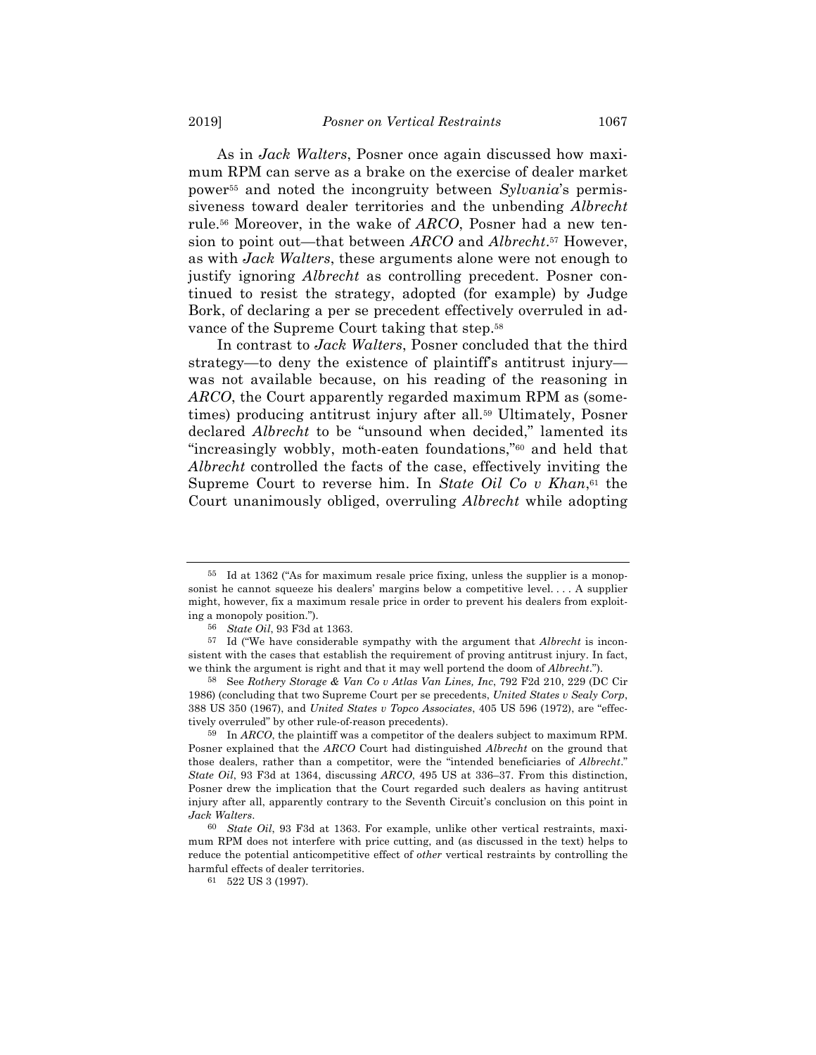As in *Jack Walters*, Posner once again discussed how maximum RPM can serve as a brake on the exercise of dealer market power[55] and noted the incongruity between *Sylvania*'s permissiveness toward dealer territories and the unbending *Albrecht* rule.[56] Moreover, in the wake of *ARCO*, Posner had a new tension to point out—that between *ARCO* and *Albrecht*.[57] However, as with *Jack Walters*, these arguments alone were not enough to justify ignoring *Albrecht* as controlling precedent. Posner continued to resist the strategy, adopted (for example) by Judge Bork, of declaring a per se precedent effectively overruled in advance of the Supreme Court taking that step.[58]

In contrast to *Jack Walters*, Posner concluded that the third strategy—to deny the existence of plaintiff's antitrust injury—was not available because, on his reading of the reasoning in *ARCO*, the Court apparently regarded maximum RPM as (sometimes) producing antitrust injury after all.[59] Ultimately, Posner declared *Albrecht* to be "unsound when decided," lamented its "increasingly wobbly, moth-eaten foundations,"[60] and held that *Albrecht* controlled the facts of the case, effectively inviting the Supreme Court to reverse him. In *State Oil Co v Khan*,[61] the Court unanimously obliged, overruling *Albrecht* while adopting

---

55 Id at 1362 ("As for maximum resale price fixing, unless the supplier is a monopsonist he cannot squeeze his dealers' margins below a competitive level. . . . A supplier might, however, fix a maximum resale price in order to prevent his dealers from exploiting a monopoly position.").

56 *State Oil*, 93 F3d at 1363.

57 Id ("We have considerable sympathy with the argument that *Albrecht* is inconsistent with the cases that establish the requirement of proving antitrust injury. In fact, we think the argument is right and that it may well portend the doom of *Albrecht*.").

58 See *Rothery Storage & Van Co v Atlas Van Lines, Inc*, 792 F2d 210, 229 (DC Cir 1986) (concluding that two Supreme Court per se precedents, *United States v Sealy Corp*, 388 US 350 (1967), and *United States v Topco Associates*, 405 US 596 (1972), are "effectively overruled" by other rule-of-reason precedents).

59 In *ARCO*, the plaintiff was a competitor of the dealers subject to maximum RPM. Posner explained that the *ARCO* Court had distinguished *Albrecht* on the ground that those dealers, rather than a competitor, were the "intended beneficiaries of *Albrecht*." *State Oil*, 93 F3d at 1364, discussing *ARCO*, 495 US at 336–37. From this distinction, Posner drew the implication that the Court regarded such dealers as having antitrust injury after all, apparently contrary to the Seventh Circuit's conclusion on this point in *Jack Walters*.

60 *State Oil*, 93 F3d at 1363. For example, unlike other vertical restraints, maximum RPM does not interfere with price cutting, and (as discussed in the text) helps to reduce the potential anticompetitive effect of *other* vertical restraints by controlling the harmful effects of dealer territories.

61 522 US 3 (1997).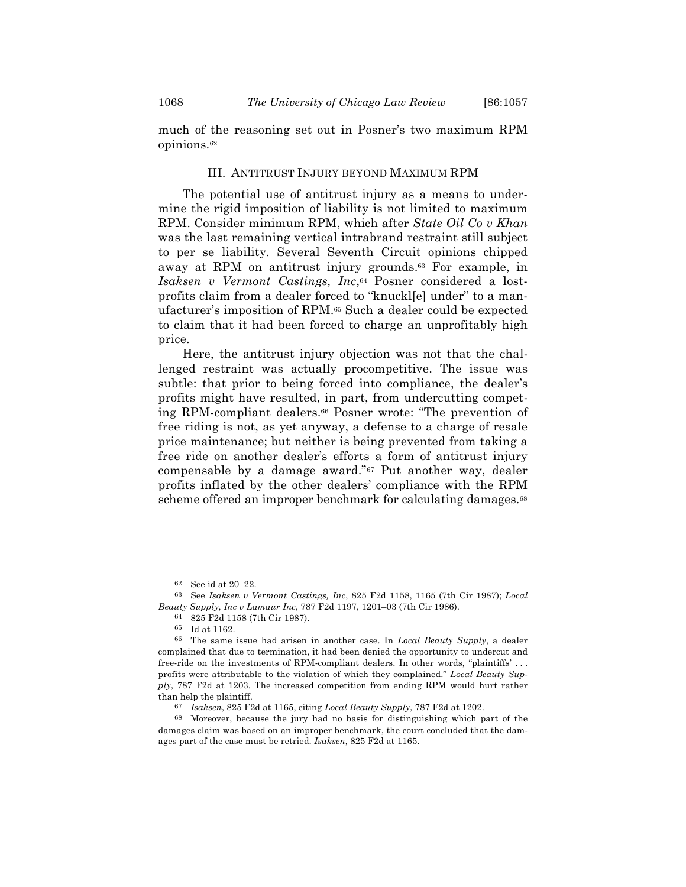much of the reasoning set out in Posner's two maximum RPM opinions.[62]

## III. Antitrust Injury beyond Maximum RPM

The potential use of antitrust injury as a means to undermine the rigid imposition of liability is not limited to maximum RPM. Consider minimum RPM, which after *State Oil Co v Khan* was the last remaining vertical intrabrand restraint still subject to per se liability. Several Seventh Circuit opinions chipped away at RPM on antitrust injury grounds.[63] For example, in *Isaksen v Vermont Castings, Inc*,[64] Posner considered a lost-profits claim from a dealer forced to "knuckl[e] under" to a manufacturer's imposition of RPM.[65] Such a dealer could be expected to claim that it had been forced to charge an unprofitably high price.

Here, the antitrust injury objection was not that the challenged restraint was actually procompetitive. The issue was subtle: that prior to being forced into compliance, the dealer's profits might have resulted, in part, from undercutting competing RPM-compliant dealers.[66] Posner wrote: "The prevention of free riding is not, as yet anyway, a defense to a charge of resale price maintenance; but neither is being prevented from taking a free ride on another dealer's efforts a form of antitrust injury compensable by a damage award."[67] Put another way, dealer profits inflated by the other dealers' compliance with the RPM scheme offered an improper benchmark for calculating damages.[68]

---

[62] See id at 20–22.

[63] See *Isaksen v Vermont Castings, Inc*, 825 F2d 1158, 1165 (7th Cir 1987); *Local Beauty Supply, Inc v Lamaur Inc*, 787 F2d 1197, 1201–03 (7th Cir 1986).

[64] 825 F2d 1158 (7th Cir 1987).

[65] Id at 1162.

[66] The same issue had arisen in another case. In *Local Beauty Supply*, a dealer complained that due to termination, it had been denied the opportunity to undercut and free-ride on the investments of RPM-compliant dealers. In other words, "plaintiffs' . . . profits were attributable to the violation of which they complained." *Local Beauty Supply*, 787 F2d at 1203. The increased competition from ending RPM would hurt rather than help the plaintiff.

[67] *Isaksen*, 825 F2d at 1165, citing *Local Beauty Supply*, 787 F2d at 1202.

[68] Moreover, because the jury had no basis for distinguishing which part of the damages claim was based on an improper benchmark, the court concluded that the damages part of the case must be retried. *Isaksen*, 825 F2d at 1165.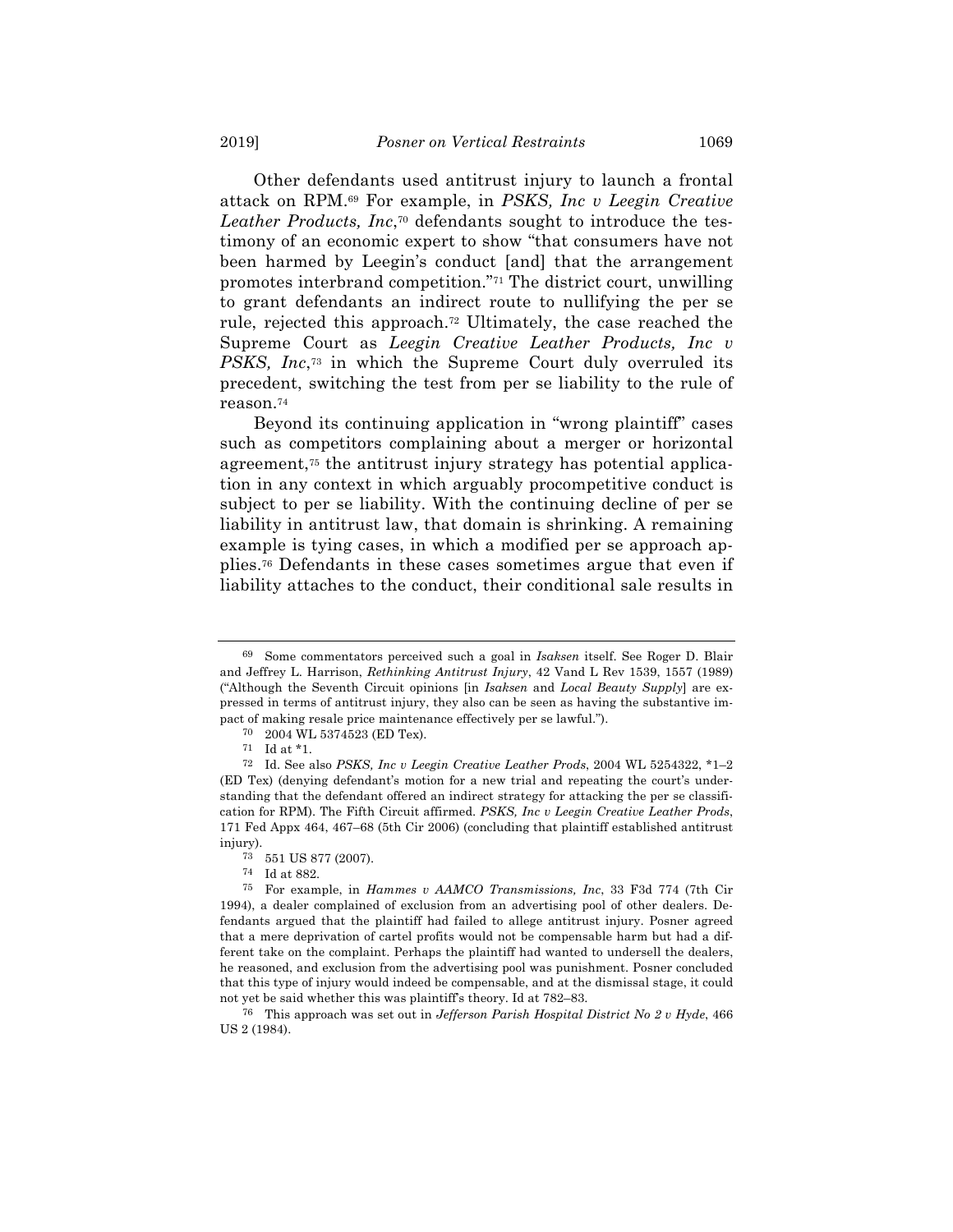Other defendants used antitrust injury to launch a frontal attack on RPM.[69] For example, in *PSKS, Inc v Leegin Creative Leather Products, Inc*,[70] defendants sought to introduce the testimony of an economic expert to show "that consumers have not been harmed by Leegin's conduct [and] that the arrangement promotes interbrand competition."[71] The district court, unwilling to grant defendants an indirect route to nullifying the per se rule, rejected this approach.[72] Ultimately, the case reached the Supreme Court as *Leegin Creative Leather Products, Inc v PSKS, Inc*,[73] in which the Supreme Court duly overruled its precedent, switching the test from per se liability to the rule of reason.[74]

Beyond its continuing application in "wrong plaintiff" cases such as competitors complaining about a merger or horizontal agreement,[75] the antitrust injury strategy has potential application in any context in which arguably procompetitive conduct is subject to per se liability. With the continuing decline of per se liability in antitrust law, that domain is shrinking. A remaining example is tying cases, in which a modified per se approach applies.[76] Defendants in these cases sometimes argue that even if liability attaches to the conduct, their conditional sale results in

---

[69] Some commentators perceived such a goal in *Isaksen* itself. See Roger D. Blair and Jeffrey L. Harrison, *Rethinking Antitrust Injury*, 42 Vand L Rev 1539, 1557 (1989) ("Although the Seventh Circuit opinions [in *Isaksen* and *Local Beauty Supply*] are expressed in terms of antitrust injury, they also can be seen as having the substantive impact of making resale price maintenance effectively per se lawful.").

[70] 2004 WL 5374523 (ED Tex).

[71] Id at *1.

[72] Id. See also *PSKS, Inc v Leegin Creative Leather Prods*, 2004 WL 5254322, *1–2 (ED Tex) (denying defendant's motion for a new trial and repeating the court's understanding that the defendant offered an indirect strategy for attacking the per se classification for RPM). The Fifth Circuit affirmed. *PSKS, Inc v Leegin Creative Leather Prods*, 171 Fed Appx 464, 467–68 (5th Cir 2006) (concluding that plaintiff established antitrust injury).

[73] 551 US 877 (2007).

[74] Id at 882.

[75] For example, in *Hammes v AAMCO Transmissions, Inc*, 33 F3d 774 (7th Cir 1994), a dealer complained of exclusion from an advertising pool of other dealers. Defendants argued that the plaintiff had failed to allege antitrust injury. Posner agreed that a mere deprivation of cartel profits would not be compensable harm but had a different take on the complaint. Perhaps the plaintiff had wanted to undersell the dealers, he reasoned, and exclusion from the advertising pool was punishment. Posner concluded that this type of injury would indeed be compensable, and at the dismissal stage, it could not yet be said whether this was plaintiff's theory. Id at 782–83.

[76] This approach was set out in *Jefferson Parish Hospital District No 2 v Hyde*, 466 US 2 (1984).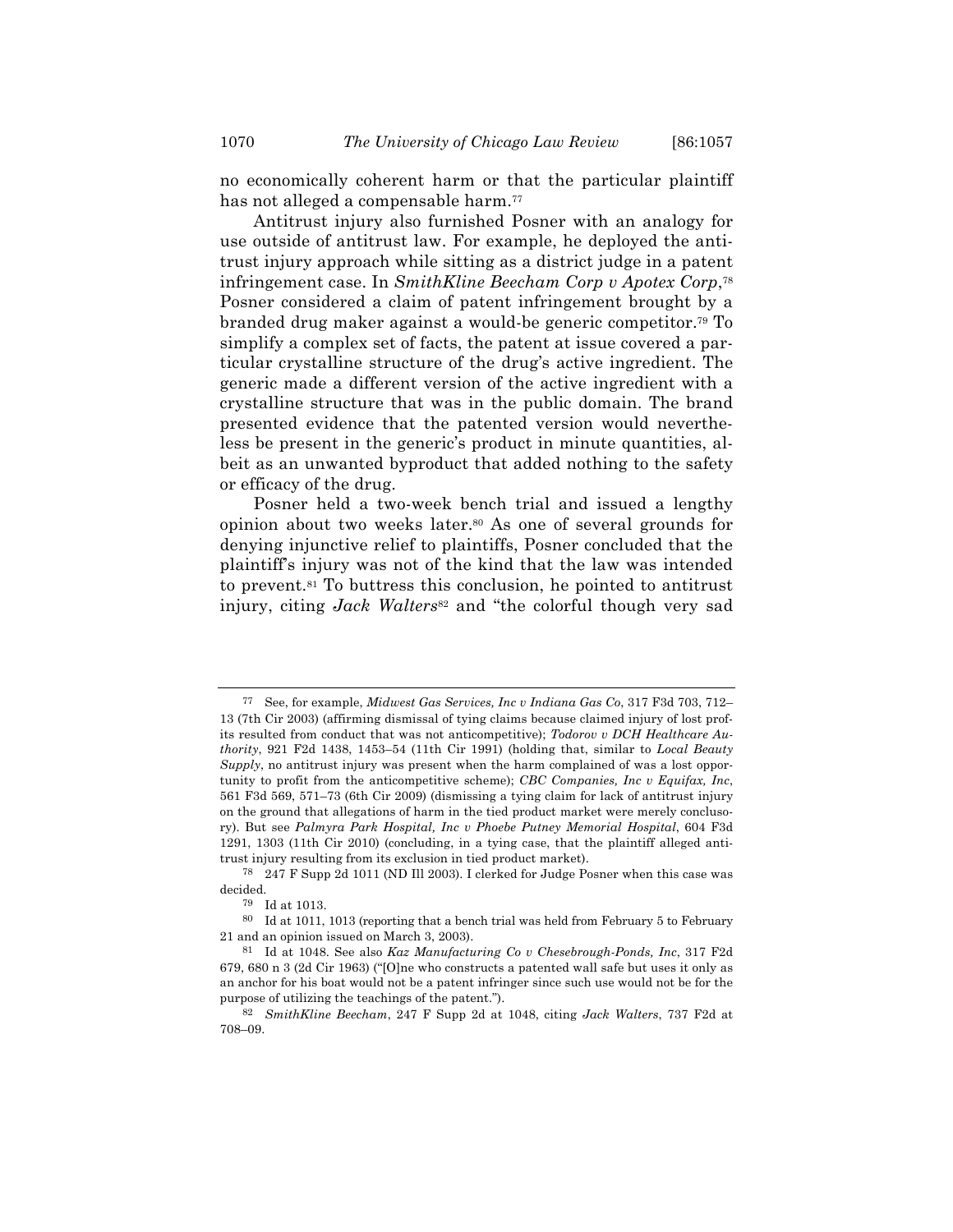no economically coherent harm or that the particular plaintiff has not alleged a compensable harm.[77]

Antitrust injury also furnished Posner with an analogy for use outside of antitrust law. For example, he deployed the antitrust injury approach while sitting as a district judge in a patent infringement case. In *SmithKline Beecham Corp v Apotex Corp*,[78] Posner considered a claim of patent infringement brought by a branded drug maker against a would-be generic competitor.[79] To simplify a complex set of facts, the patent at issue covered a particular crystalline structure of the drug's active ingredient. The generic made a different version of the active ingredient with a crystalline structure that was in the public domain. The brand presented evidence that the patented version would nevertheless be present in the generic's product in minute quantities, albeit as an unwanted byproduct that added nothing to the safety or efficacy of the drug.

Posner held a two-week bench trial and issued a lengthy opinion about two weeks later.[80] As one of several grounds for denying injunctive relief to plaintiffs, Posner concluded that the plaintiff's injury was not of the kind that the law was intended to prevent.[81] To buttress this conclusion, he pointed to antitrust injury, citing *Jack Walters*[82] and "the colorful though very sad

---

[77] See, for example, *Midwest Gas Services, Inc v Indiana Gas Co*, 317 F3d 703, 712–13 (7th Cir 2003) (affirming dismissal of tying claims because claimed injury of lost profits resulted from conduct that was not anticompetitive); *Todorov v DCH Healthcare Authority*, 921 F2d 1438, 1453–54 (11th Cir 1991) (holding that, similar to *Local Beauty Supply*, no antitrust injury was present when the harm complained of was a lost opportunity to profit from the anticompetitive scheme); *CBC Companies, Inc v Equifax, Inc*, 561 F3d 569, 571–73 (6th Cir 2009) (dismissing a tying claim for lack of antitrust injury on the ground that allegations of harm in the tied product market were merely conclusory). But see *Palmyra Park Hospital, Inc v Phoebe Putney Memorial Hospital*, 604 F3d 1291, 1303 (11th Cir 2010) (concluding, in a tying case, that the plaintiff alleged antitrust injury resulting from its exclusion in tied product market).

[78] 247 F Supp 2d 1011 (ND Ill 2003). I clerked for Judge Posner when this case was decided.

[79] Id at 1013.

[80] Id at 1011, 1013 (reporting that a bench trial was held from February 5 to February 21 and an opinion issued on March 3, 2003).

[81] Id at 1048. See also *Kaz Manufacturing Co v Chesebrough-Ponds, Inc*, 317 F2d 679, 680 n 3 (2d Cir 1963) ("[O]ne who constructs a patented wall safe but uses it only as an anchor for his boat would not be a patent infringer since such use would not be for the purpose of utilizing the teachings of the patent.").

[82] *SmithKline Beecham*, 247 F Supp 2d at 1048, citing *Jack Walters*, 737 F2d at 708–09.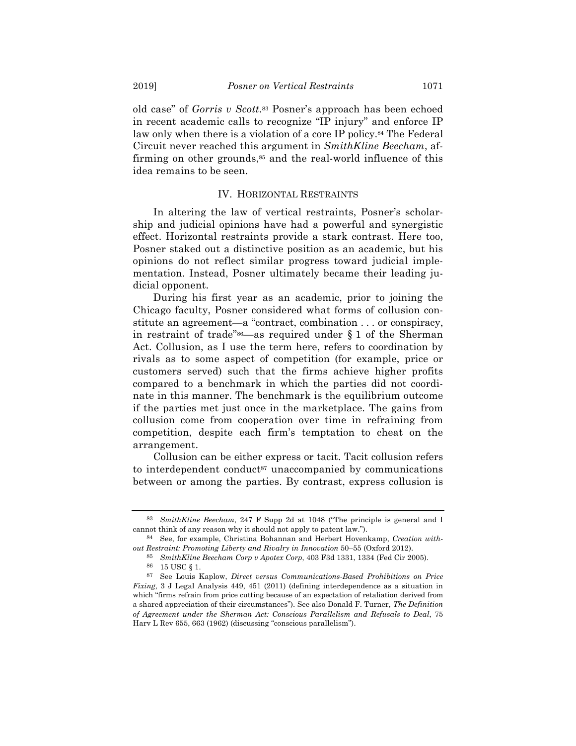old case" of *Gorris v Scott*.[83] Posner's approach has been echoed in recent academic calls to recognize "IP injury" and enforce IP law only when there is a violation of a core IP policy.[84] The Federal Circuit never reached this argument in *SmithKline Beecham*, affirming on other grounds,[85] and the real-world influence of this idea remains to be seen.

## IV. HORIZONTAL RESTRAINTS

In altering the law of vertical restraints, Posner's scholarship and judicial opinions have had a powerful and synergistic effect. Horizontal restraints provide a stark contrast. Here too, Posner staked out a distinctive position as an academic, but his opinions do not reflect similar progress toward judicial implementation. Instead, Posner ultimately became their leading judicial opponent.

During his first year as an academic, prior to joining the Chicago faculty, Posner considered what forms of collusion constitute an agreement—a "contract, combination . . . or conspiracy, in restraint of trade"[86]—as required under § 1 of the Sherman Act. Collusion, as I use the term here, refers to coordination by rivals as to some aspect of competition (for example, price or customers served) such that the firms achieve higher profits compared to a benchmark in which the parties did not coordinate in this manner. The benchmark is the equilibrium outcome if the parties met just once in the marketplace. The gains from collusion come from cooperation over time in refraining from competition, despite each firm's temptation to cheat on the arrangement.

Collusion can be either express or tacit. Tacit collusion refers to interdependent conduct[87] unaccompanied by communications between or among the parties. By contrast, express collusion is

---

[83] *SmithKline Beecham*, 247 F Supp 2d at 1048 ("The principle is general and I cannot think of any reason why it should not apply to patent law.").

[84] See, for example, Christina Bohannan and Herbert Hovenkamp, *Creation without Restraint: Promoting Liberty and Rivalry in Innovation* 50–55 (Oxford 2012).

[85] *SmithKline Beecham Corp v Apotex Corp*, 403 F3d 1331, 1334 (Fed Cir 2005).

[86] 15 USC § 1.

[87] See Louis Kaplow, *Direct versus Communications-Based Prohibitions on Price Fixing*, 3 J Legal Analysis 449, 451 (2011) (defining interdependence as a situation in which "firms refrain from price cutting because of an expectation of retaliation derived from a shared appreciation of their circumstances"). See also Donald F. Turner, *The Definition of Agreement under the Sherman Act: Conscious Parallelism and Refusals to Deal*, 75 Harv L Rev 655, 663 (1962) (discussing "conscious parallelism").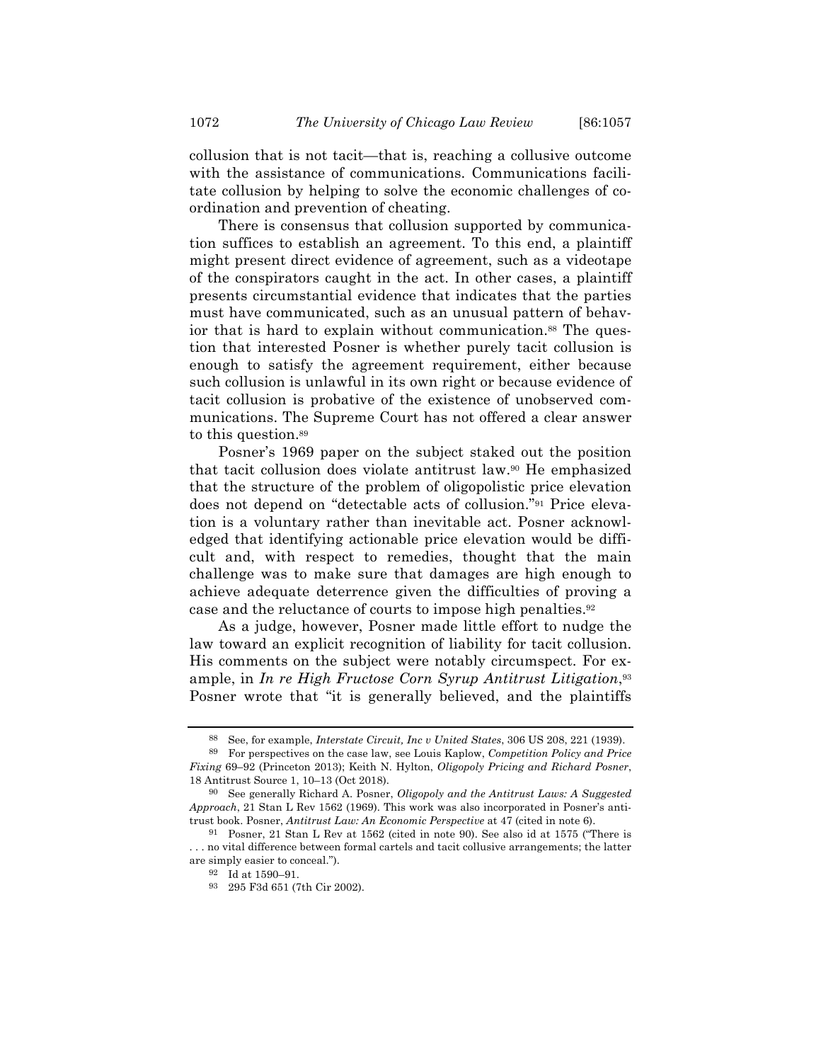collusion that is not tacit—that is, reaching a collusive outcome with the assistance of communications. Communications facilitate collusion by helping to solve the economic challenges of coordination and prevention of cheating.

There is consensus that collusion supported by communication suffices to establish an agreement. To this end, a plaintiff might present direct evidence of agreement, such as a videotape of the conspirators caught in the act. In other cases, a plaintiff presents circumstantial evidence that indicates that the parties must have communicated, such as an unusual pattern of behavior that is hard to explain without communication.[88] The question that interested Posner is whether purely tacit collusion is enough to satisfy the agreement requirement, either because such collusion is unlawful in its own right or because evidence of tacit collusion is probative of the existence of unobserved communications. The Supreme Court has not offered a clear answer to this question.[89]

Posner's 1969 paper on the subject staked out the position that tacit collusion does violate antitrust law.[90] He emphasized that the structure of the problem of oligopolistic price elevation does not depend on "detectable acts of collusion."[91] Price elevation is a voluntary rather than inevitable act. Posner acknowledged that identifying actionable price elevation would be difficult and, with respect to remedies, thought that the main challenge was to make sure that damages are high enough to achieve adequate deterrence given the difficulties of proving a case and the reluctance of courts to impose high penalties.[92]

As a judge, however, Posner made little effort to nudge the law toward an explicit recognition of liability for tacit collusion. His comments on the subject were notably circumspect. For example, in *In re High Fructose Corn Syrup Antitrust Litigation*,[93] Posner wrote that "it is generally believed, and the plaintiffs

---

[88] See, for example, *Interstate Circuit, Inc v United States*, 306 US 208, 221 (1939).

[89] For perspectives on the case law, see Louis Kaplow, *Competition Policy and Price Fixing* 69–92 (Princeton 2013); Keith N. Hylton, *Oligopoly Pricing and Richard Posner*, 18 Antitrust Source 1, 10–13 (Oct 2018).

[90] See generally Richard A. Posner, *Oligopoly and the Antitrust Laws: A Suggested Approach*, 21 Stan L Rev 1562 (1969). This work was also incorporated in Posner's antitrust book. Posner, *Antitrust Law: An Economic Perspective* at 47 (cited in note 6).

[91] Posner, 21 Stan L Rev at 1562 (cited in note 90). See also id at 1575 ("There is . . . no vital difference between formal cartels and tacit collusive arrangements; the latter are simply easier to conceal.").

[92] Id at 1590–91.

[93] 295 F3d 651 (7th Cir 2002).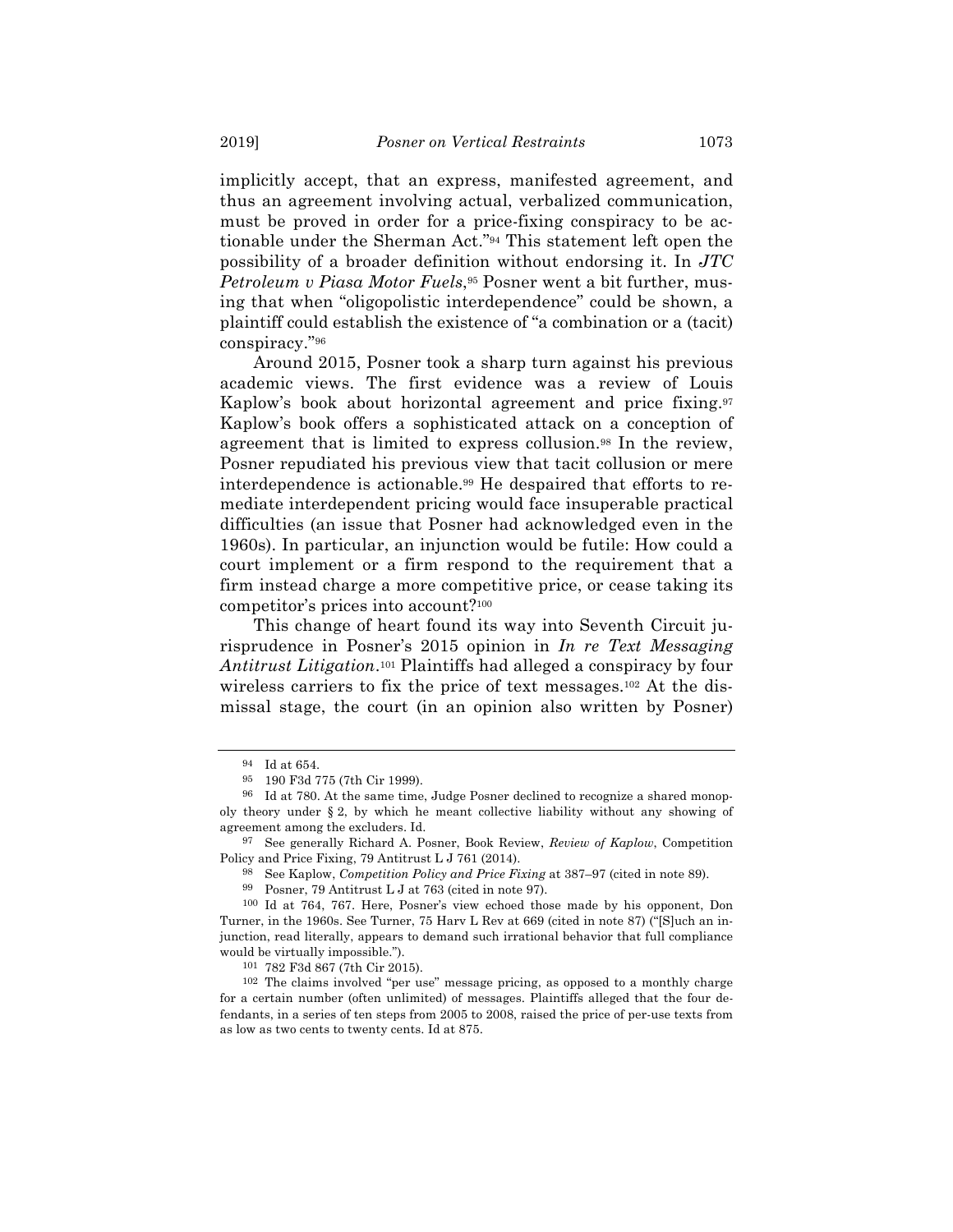implicitly accept, that an express, manifested agreement, and thus an agreement involving actual, verbalized communication, must be proved in order for a price-fixing conspiracy to be actionable under the Sherman Act."[94] This statement left open the possibility of a broader definition without endorsing it. In *JTC Petroleum v Piasa Motor Fuels*,[95] Posner went a bit further, musing that when "oligopolistic interdependence" could be shown, a plaintiff could establish the existence of "a combination or a (tacit) conspiracy."[96]

Around 2015, Posner took a sharp turn against his previous academic views. The first evidence was a review of Louis Kaplow's book about horizontal agreement and price fixing.[97] Kaplow's book offers a sophisticated attack on a conception of agreement that is limited to express collusion.[98] In the review, Posner repudiated his previous view that tacit collusion or mere interdependence is actionable.[99] He despaired that efforts to remediate interdependent pricing would face insuperable practical difficulties (an issue that Posner had acknowledged even in the 1960s). In particular, an injunction would be futile: How could a court implement or a firm respond to the requirement that a firm instead charge a more competitive price, or cease taking its competitor's prices into account?[100]

This change of heart found its way into Seventh Circuit jurisprudence in Posner's 2015 opinion in *In re Text Messaging Antitrust Litigation*.[101] Plaintiffs had alleged a conspiracy by four wireless carriers to fix the price of text messages.[102] At the dismissal stage, the court (in an opinion also written by Posner)

---

[94] Id at 654.

[95] 190 F3d 775 (7th Cir 1999).

[96] Id at 780. At the same time, Judge Posner declined to recognize a shared monopoly theory under § 2, by which he meant collective liability without any showing of agreement among the excluders. Id.

[97] See generally Richard A. Posner, Book Review, *Review of Kaplow*, Competition Policy and Price Fixing, 79 Antitrust L J 761 (2014).

[98] See Kaplow, *Competition Policy and Price Fixing* at 387–97 (cited in note 89).

[99] Posner, 79 Antitrust L J at 763 (cited in note 97).

[100] Id at 764, 767. Here, Posner's view echoed those made by his opponent, Don Turner, in the 1960s. See Turner, 75 Harv L Rev at 669 (cited in note 87) ("[S]uch an injunction, read literally, appears to demand such irrational behavior that full compliance would be virtually impossible.").

[101] 782 F3d 867 (7th Cir 2015).

[102] The claims involved "per use" message pricing, as opposed to a monthly charge for a certain number (often unlimited) of messages. Plaintiffs alleged that the four defendants, in a series of ten steps from 2005 to 2008, raised the price of per-use texts from as low as two cents to twenty cents. Id at 875.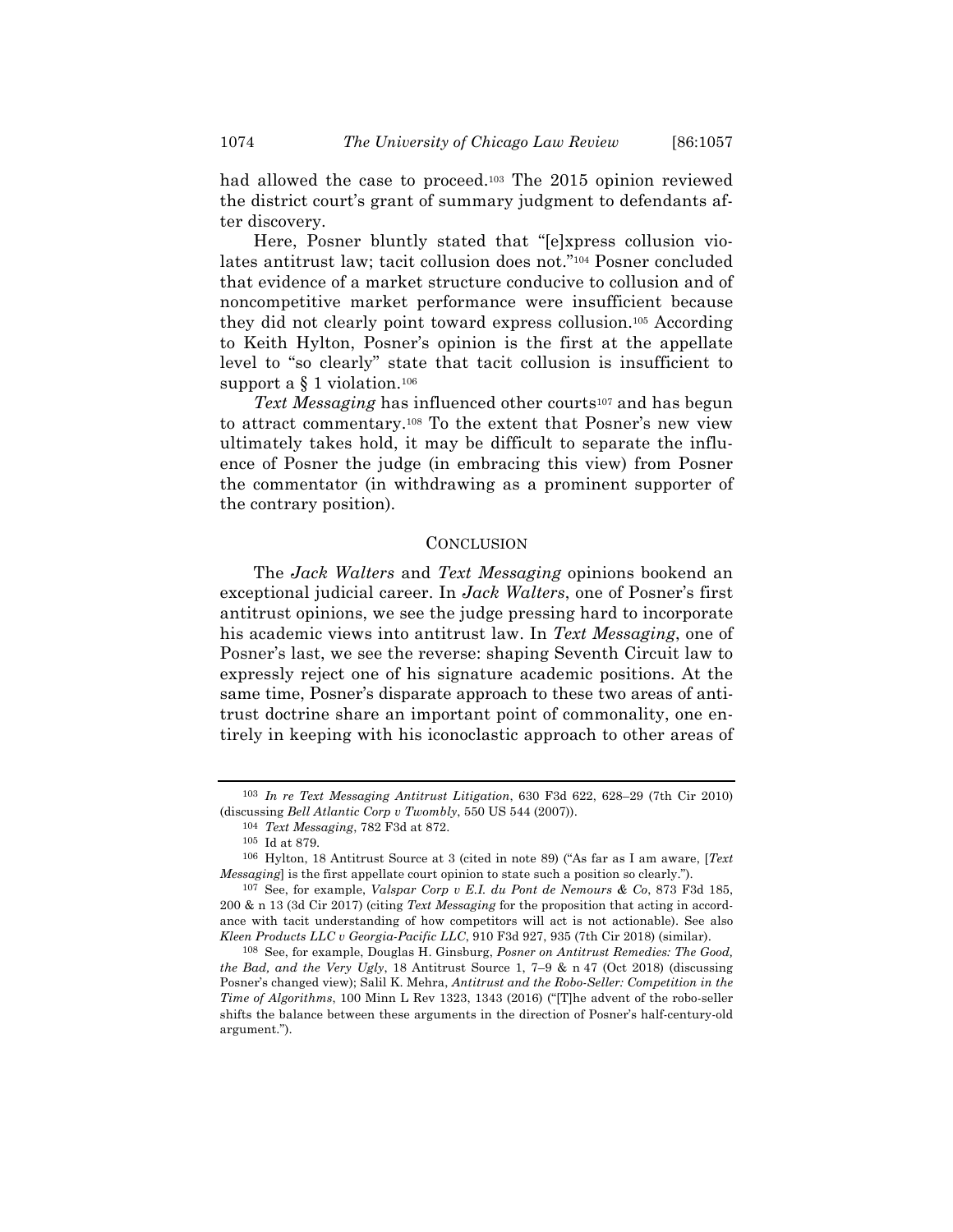had allowed the case to proceed.[103] The 2015 opinion reviewed the district court's grant of summary judgment to defendants after discovery.

Here, Posner bluntly stated that "[e]xpress collusion violates antitrust law; tacit collusion does not."[104] Posner concluded that evidence of a market structure conducive to collusion and of noncompetitive market performance were insufficient because they did not clearly point toward express collusion.[105] According to Keith Hylton, Posner's opinion is the first at the appellate level to "so clearly" state that tacit collusion is insufficient to support a § 1 violation.[106]

*Text Messaging* has influenced other courts[107] and has begun to attract commentary.[108] To the extent that Posner's new view ultimately takes hold, it may be difficult to separate the influence of Posner the judge (in embracing this view) from Posner the commentator (in withdrawing as a prominent supporter of the contrary position).

## CONCLUSION

The *Jack Walters* and *Text Messaging* opinions bookend an exceptional judicial career. In *Jack Walters*, one of Posner's first antitrust opinions, we see the judge pressing hard to incorporate his academic views into antitrust law. In *Text Messaging*, one of Posner's last, we see the reverse: shaping Seventh Circuit law to expressly reject one of his signature academic positions. At the same time, Posner's disparate approach to these two areas of antitrust doctrine share an important point of commonality, one entirely in keeping with his iconoclastic approach to other areas of

---

[103] *In re Text Messaging Antitrust Litigation*, 630 F3d 622, 628–29 (7th Cir 2010) (discussing *Bell Atlantic Corp v Twombly*, 550 US 544 (2007)).

[104] *Text Messaging*, 782 F3d at 872.

[105] Id at 879.

[106] Hylton, 18 Antitrust Source at 3 (cited in note 89) ("As far as I am aware, [*Text Messaging*] is the first appellate court opinion to state such a position so clearly.").

[107] See, for example, *Valspar Corp v E.I. du Pont de Nemours & Co*, 873 F3d 185, 200 & n 13 (3d Cir 2017) (citing *Text Messaging* for the proposition that acting in accordance with tacit understanding of how competitors will act is not actionable). See also *Kleen Products LLC v Georgia-Pacific LLC*, 910 F3d 927, 935 (7th Cir 2018) (similar).

[108] See, for example, Douglas H. Ginsburg, *Posner on Antitrust Remedies: The Good, the Bad, and the Very Ugly*, 18 Antitrust Source 1, 7–9 & n 47 (Oct 2018) (discussing Posner's changed view); Salil K. Mehra, *Antitrust and the Robo-Seller: Competition in the Time of Algorithms*, 100 Minn L Rev 1323, 1343 (2016) ("[T]he advent of the robo-seller shifts the balance between these arguments in the direction of Posner's half-century-old argument.").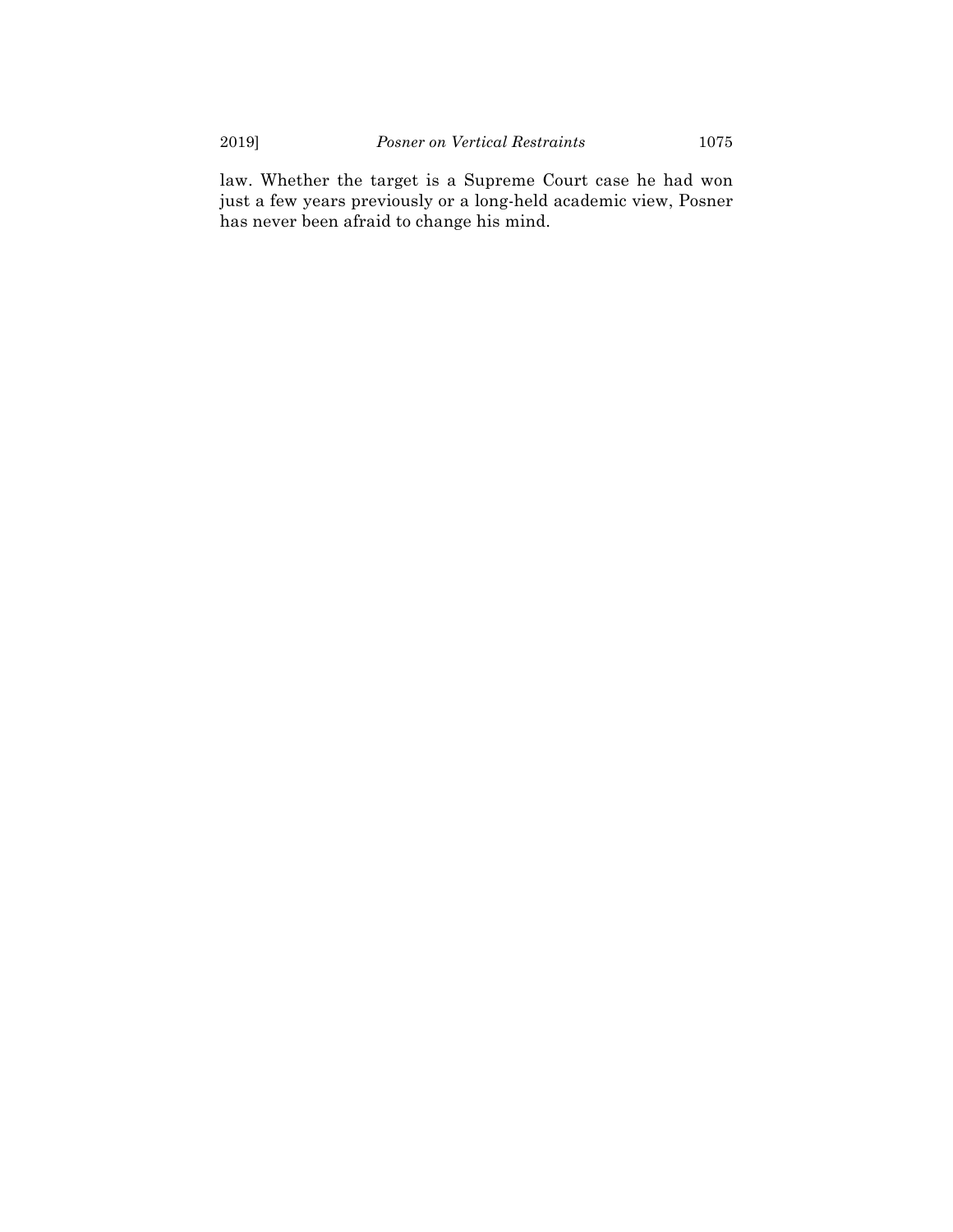law. Whether the target is a Supreme Court case he had won just a few years previously or a long-held academic view, Posner has never been afraid to change his mind.